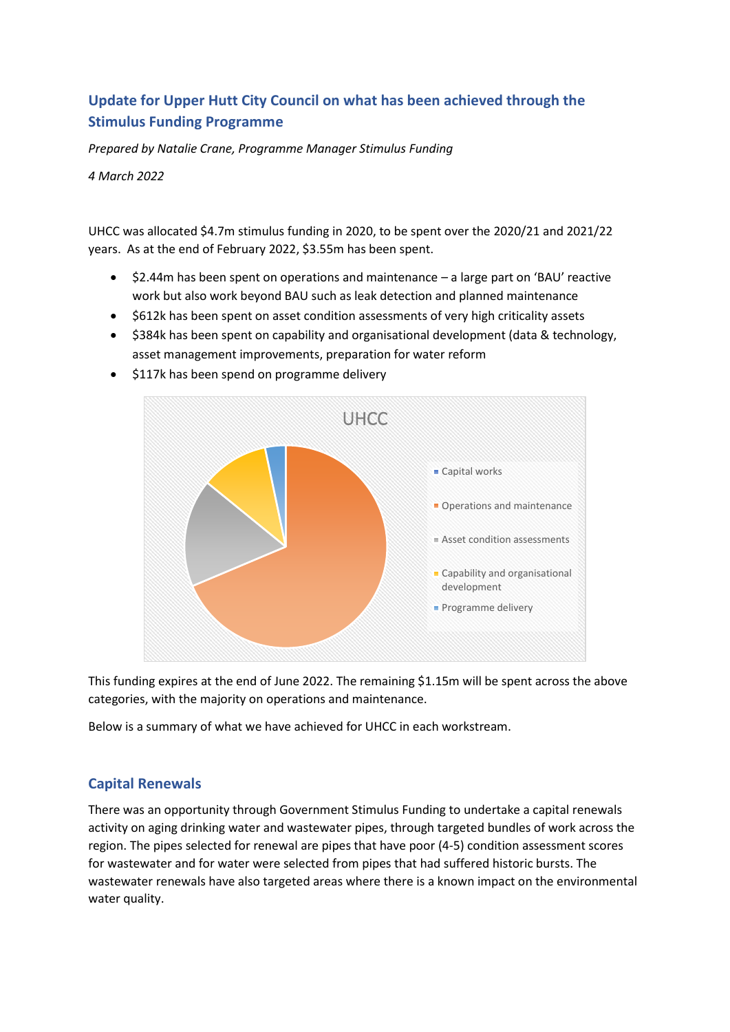## Update for Upper Hutt City Council on what has been achieved through the Stimulus Funding Programme

*Prepared by Natalie Crane, Programme Manager Stimulus Funding*

*4 March 2022*

UHCC was allocated $4.7m stimulus funding in 2020, to be spent over the 2020/21 and 2021/22 years. As at the end of February 2022, $3.55m has been spent.

- $2.44m has been spent on operations and maintenance – a large part on 'BAU' reactive work but also work beyond BAU such as leak detection and planned maintenance
- $612k has been spent on asset condition assessments of very high criticality assets
- $384k has been spent on capability and organisational development (data & technology, asset management improvements, preparation for water reform
- $117k has been spend on programme delivery

This funding expires at the end of June 2022. The remaining $1.15m will be spent across the above categories, with the majority on operations and maintenance.

Below is a summary of what we have achieved for UHCC in each workstream.

## Capital Renewals

There was an opportunity through Government Stimulus Funding to undertake a capital renewals activity on aging drinking water and wastewater pipes, through targeted bundles of work across the region. The pipes selected for renewal are pipes that have poor (4-5) condition assessment scores for wastewater and for water were selected from pipes that had suffered historic bursts. The wastewater renewals have also targeted areas where there is a known impact on the environmental water quality.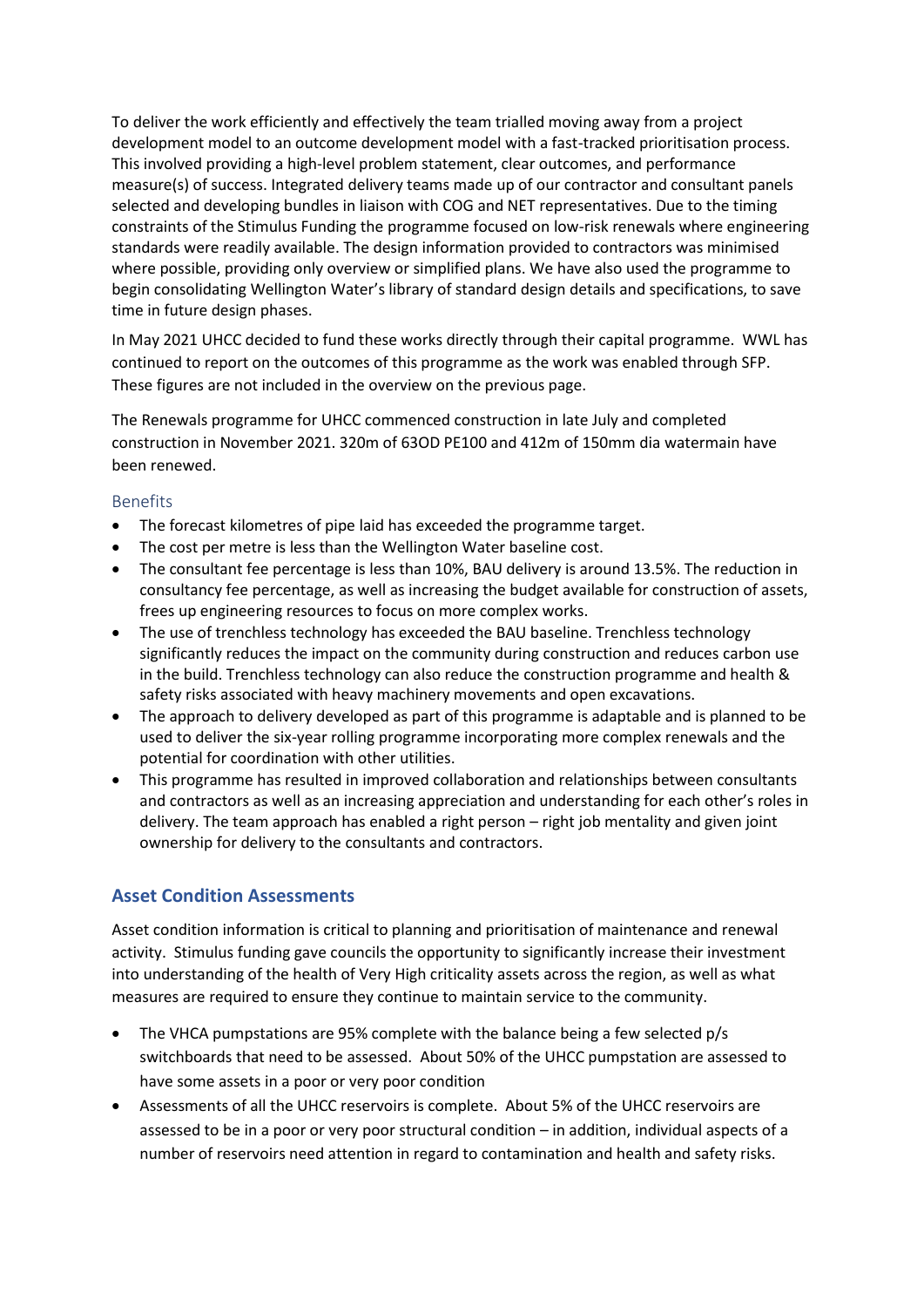To deliver the work efficiently and effectively the team trialled moving away from a project development model to an outcome development model with a fast-tracked prioritisation process. This involved providing a high-level problem statement, clear outcomes, and performance measure(s) of success. Integrated delivery teams made up of our contractor and consultant panels selected and developing bundles in liaison with COG and NET representatives. Due to the timing constraints of the Stimulus Funding the programme focused on low-risk renewals where engineering standards were readily available. The design information provided to contractors was minimised where possible, providing only overview or simplified plans. We have also used the programme to begin consolidating Wellington Water's library of standard design details and specifications, to save time in future design phases.

In May 2021 UHCC decided to fund these works directly through their capital programme. WWL has continued to report on the outcomes of this programme as the work was enabled through SFP. These figures are not included in the overview on the previous page.

The Renewals programme for UHCC commenced construction in late July and completed construction in November 2021. 320m of 63OD PE100 and 412m of 150mm dia watermain have been renewed.

### Benefits

- The forecast kilometres of pipe laid has exceeded the programme target.
- The cost per metre is less than the Wellington Water baseline cost.
- The consultant fee percentage is less than 10%, BAU delivery is around 13.5%. The reduction in consultancy fee percentage, as well as increasing the budget available for construction of assets, frees up engineering resources to focus on more complex works.
- The use of trenchless technology has exceeded the BAU baseline. Trenchless technology significantly reduces the impact on the community during construction and reduces carbon use in the build. Trenchless technology can also reduce the construction programme and health & safety risks associated with heavy machinery movements and open excavations.
- The approach to delivery developed as part of this programme is adaptable and is planned to be used to deliver the six-year rolling programme incorporating more complex renewals and the potential for coordination with other utilities.
- This programme has resulted in improved collaboration and relationships between consultants and contractors as well as an increasing appreciation and understanding for each other's roles in delivery. The team approach has enabled a right person – right job mentality and given joint ownership for delivery to the consultants and contractors.

## Asset Condition Assessments

Asset condition information is critical to planning and prioritisation of maintenance and renewal activity. Stimulus funding gave councils the opportunity to significantly increase their investment into understanding of the health of Very High criticality assets across the region, as well as what measures are required to ensure they continue to maintain service to the community.

- The VHCA pumpstations are 95% complete with the balance being a few selected p/s switchboards that need to be assessed. About 50% of the UHCC pumpstation are assessed to have some assets in a poor or very poor condition
- Assessments of all the UHCC reservoirs is complete. About 5% of the UHCC reservoirs are assessed to be in a poor or very poor structural condition – in addition, individual aspects of a number of reservoirs need attention in regard to contamination and health and safety risks.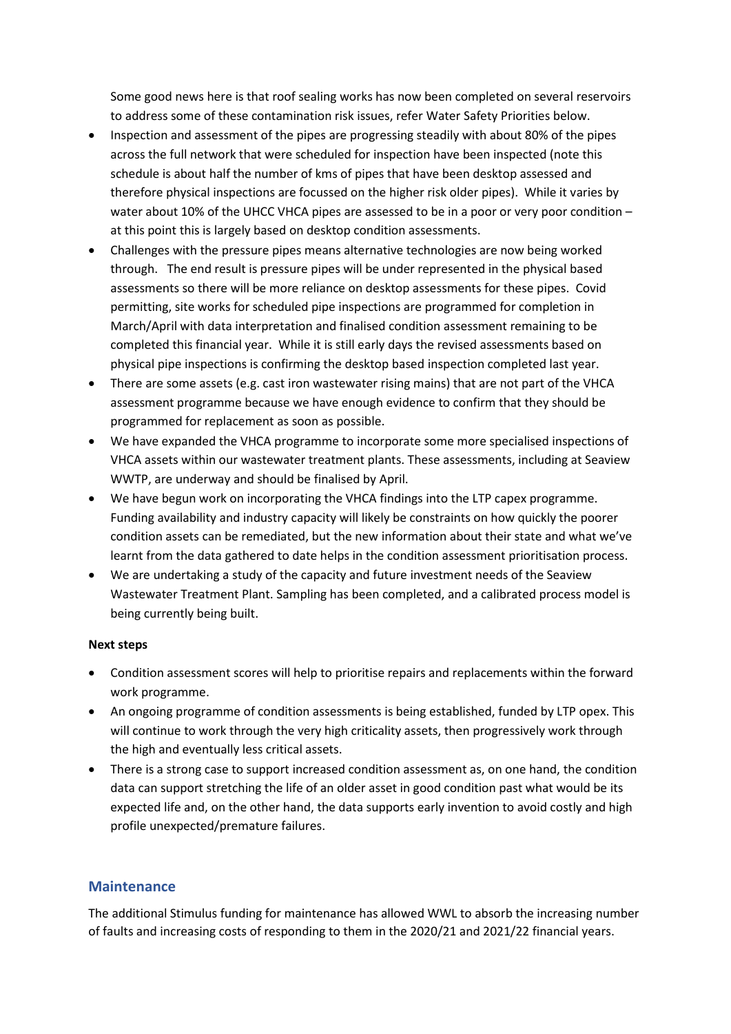Some good news here is that roof sealing works has now been completed on several reservoirs to address some of these contamination risk issues, refer Water Safety Priorities below.

- Inspection and assessment of the pipes are progressing steadily with about 80% of the pipes across the full network that were scheduled for inspection have been inspected (note this schedule is about half the number of kms of pipes that have been desktop assessed and therefore physical inspections are focussed on the higher risk older pipes). While it varies by water about 10% of the UHCC VHCA pipes are assessed to be in a poor or very poor condition – at this point this is largely based on desktop condition assessments.
- Challenges with the pressure pipes means alternative technologies are now being worked through. The end result is pressure pipes will be under represented in the physical based assessments so there will be more reliance on desktop assessments for these pipes. Covid permitting, site works for scheduled pipe inspections are programmed for completion in March/April with data interpretation and finalised condition assessment remaining to be completed this financial year. While it is still early days the revised assessments based on physical pipe inspections is confirming the desktop based inspection completed last year.
- There are some assets (e.g. cast iron wastewater rising mains) that are not part of the VHCA assessment programme because we have enough evidence to confirm that they should be programmed for replacement as soon as possible.
- We have expanded the VHCA programme to incorporate some more specialised inspections of VHCA assets within our wastewater treatment plants. These assessments, including at Seaview WWTP, are underway and should be finalised by April.
- We have begun work on incorporating the VHCA findings into the LTP capex programme. Funding availability and industry capacity will likely be constraints on how quickly the poorer condition assets can be remediated, but the new information about their state and what we've learnt from the data gathered to date helps in the condition assessment prioritisation process.
- We are undertaking a study of the capacity and future investment needs of the Seaview Wastewater Treatment Plant. Sampling has been completed, and a calibrated process model is being currently being built.

**Next steps**

- Condition assessment scores will help to prioritise repairs and replacements within the forward work programme.
- An ongoing programme of condition assessments is being established, funded by LTP opex. This will continue to work through the very high criticality assets, then progressively work through the high and eventually less critical assets.
- There is a strong case to support increased condition assessment as, on one hand, the condition data can support stretching the life of an older asset in good condition past what would be its expected life and, on the other hand, the data supports early invention to avoid costly and high profile unexpected/premature failures.

## Maintenance

The additional Stimulus funding for maintenance has allowed WWL to absorb the increasing number of faults and increasing costs of responding to them in the 2020/21 and 2021/22 financial years.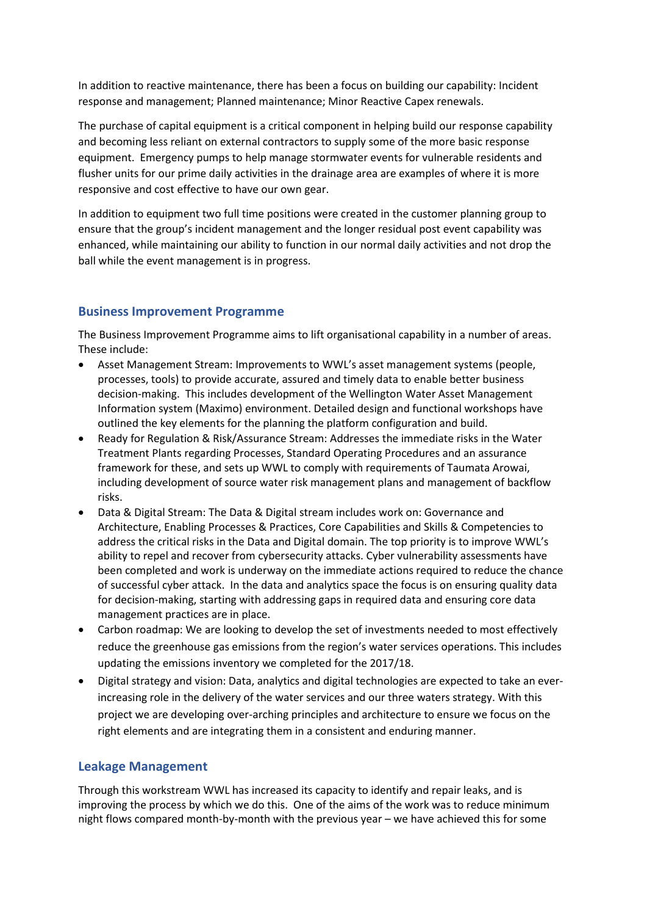In addition to reactive maintenance, there has been a focus on building our capability: Incident response and management; Planned maintenance; Minor Reactive Capex renewals.

The purchase of capital equipment is a critical component in helping build our response capability and becoming less reliant on external contractors to supply some of the more basic response equipment. Emergency pumps to help manage stormwater events for vulnerable residents and flusher units for our prime daily activities in the drainage area are examples of where it is more responsive and cost effective to have our own gear.

In addition to equipment two full time positions were created in the customer planning group to ensure that the group's incident management and the longer residual post event capability was enhanced, while maintaining our ability to function in our normal daily activities and not drop the ball while the event management is in progress.

## Business Improvement Programme

The Business Improvement Programme aims to lift organisational capability in a number of areas. These include:

- Asset Management Stream: Improvements to WWL's asset management systems (people, processes, tools) to provide accurate, assured and timely data to enable better business decision-making. This includes development of the Wellington Water Asset Management Information system (Maximo) environment. Detailed design and functional workshops have outlined the key elements for the planning the platform configuration and build.
- Ready for Regulation & Risk/Assurance Stream: Addresses the immediate risks in the Water Treatment Plants regarding Processes, Standard Operating Procedures and an assurance framework for these, and sets up WWL to comply with requirements of Taumata Arowai, including development of source water risk management plans and management of backflow risks.
- Data & Digital Stream: The Data & Digital stream includes work on: Governance and Architecture, Enabling Processes & Practices, Core Capabilities and Skills & Competencies to address the critical risks in the Data and Digital domain. The top priority is to improve WWL's ability to repel and recover from cybersecurity attacks. Cyber vulnerability assessments have been completed and work is underway on the immediate actions required to reduce the chance of successful cyber attack. In the data and analytics space the focus is on ensuring quality data for decision-making, starting with addressing gaps in required data and ensuring core data management practices are in place.
- Carbon roadmap: We are looking to develop the set of investments needed to most effectively reduce the greenhouse gas emissions from the region's water services operations. This includes updating the emissions inventory we completed for the 2017/18.
- Digital strategy and vision: Data, analytics and digital technologies are expected to take an ever-increasing role in the delivery of the water services and our three waters strategy. With this project we are developing over-arching principles and architecture to ensure we focus on the right elements and are integrating them in a consistent and enduring manner.

## Leakage Management

Through this workstream WWL has increased its capacity to identify and repair leaks, and is improving the process by which we do this. One of the aims of the work was to reduce minimum night flows compared month-by-month with the previous year – we have achieved this for some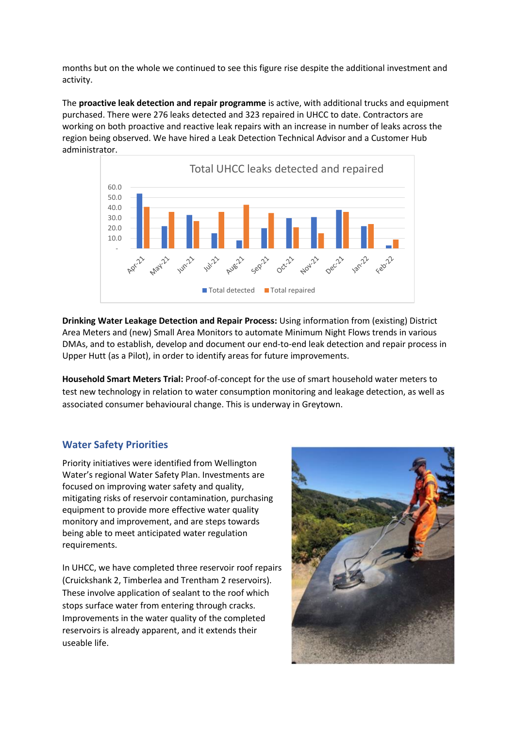months but on the whole we continued to see this figure rise despite the additional investment and activity.

The **proactive leak detection and repair programme** is active, with additional trucks and equipment purchased. There were 276 leaks detected and 323 repaired in UHCC to date. Contractors are working on both proactive and reactive leak repairs with an increase in number of leaks across the region being observed. We have hired a Leak Detection Technical Advisor and a Customer Hub administrator.

**Drinking Water Leakage Detection and Repair Process:** Using information from (existing) District Area Meters and (new) Small Area Monitors to automate Minimum Night Flows trends in various DMAs, and to establish, develop and document our end-to-end leak detection and repair process in Upper Hutt (as a Pilot), in order to identify areas for future improvements.

**Household Smart Meters Trial:** Proof-of-concept for the use of smart household water meters to test new technology in relation to water consumption monitoring and leakage detection, as well as associated consumer behavioural change. This is underway in Greytown.

## Water Safety Priorities

Priority initiatives were identified from Wellington Water's regional Water Safety Plan. Investments are focused on improving water safety and quality, mitigating risks of reservoir contamination, purchasing equipment to provide more effective water quality monitory and improvement, and are steps towards being able to meet anticipated water regulation requirements.

In UHCC, we have completed three reservoir roof repairs (Cruickshank 2, Timberlea and Trentham 2 reservoirs). These involve application of sealant to the roof which stops surface water from entering through cracks. Improvements in the water quality of the completed reservoirs is already apparent, and it extends their useable life.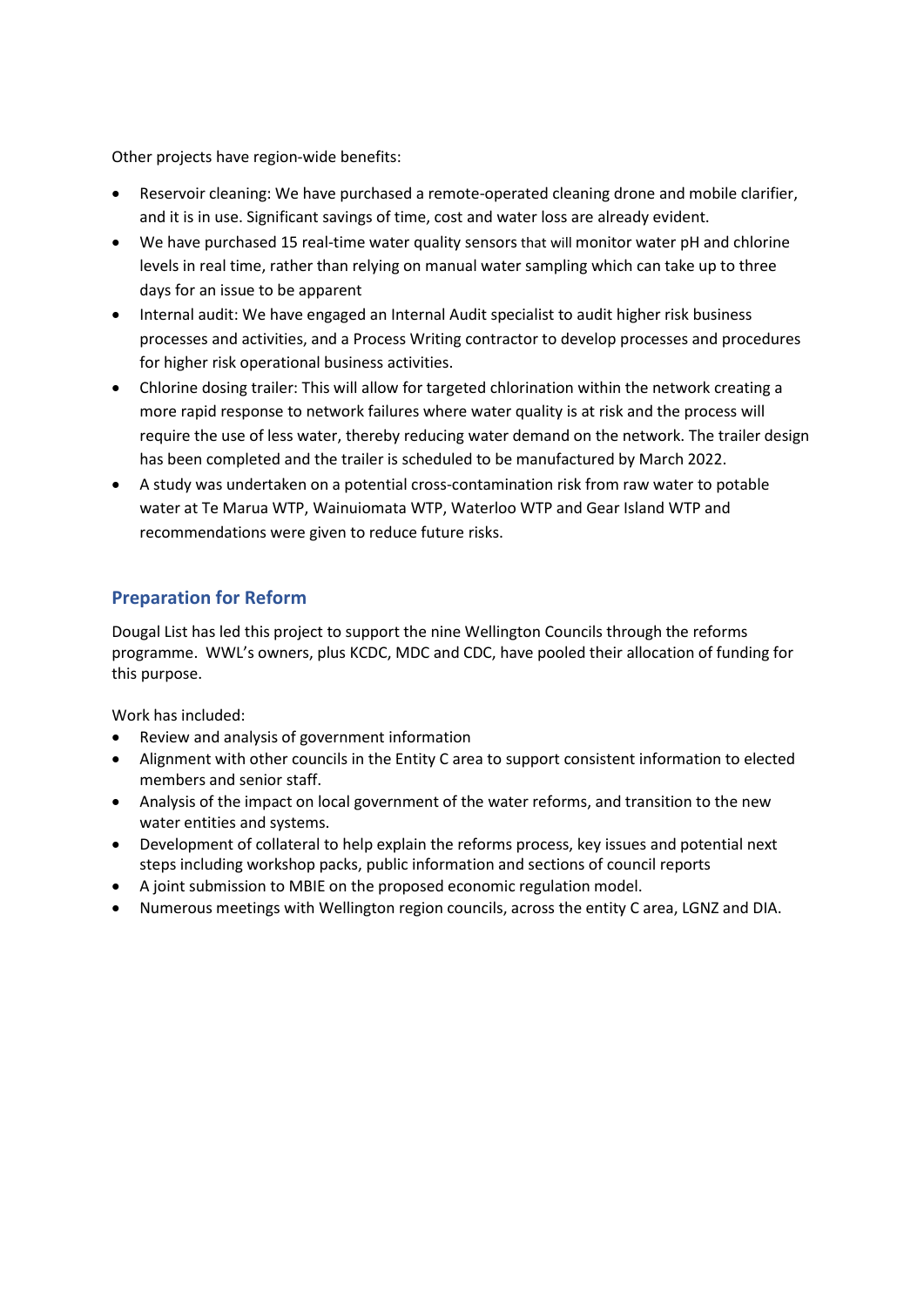Other projects have region-wide benefits:

- Reservoir cleaning: We have purchased a remote-operated cleaning drone and mobile clarifier, and it is in use. Significant savings of time, cost and water loss are already evident.
- We have purchased 15 real-time water quality sensors that will monitor water pH and chlorine levels in real time, rather than relying on manual water sampling which can take up to three days for an issue to be apparent
- Internal audit: We have engaged an Internal Audit specialist to audit higher risk business processes and activities, and a Process Writing contractor to develop processes and procedures for higher risk operational business activities.
- Chlorine dosing trailer: This will allow for targeted chlorination within the network creating a more rapid response to network failures where water quality is at risk and the process will require the use of less water, thereby reducing water demand on the network. The trailer design has been completed and the trailer is scheduled to be manufactured by March 2022.
- A study was undertaken on a potential cross-contamination risk from raw water to potable water at Te Marua WTP, Wainuiomata WTP, Waterloo WTP and Gear Island WTP and recommendations were given to reduce future risks.

## Preparation for Reform

Dougal List has led this project to support the nine Wellington Councils through the reforms programme. WWL's owners, plus KCDC, MDC and CDC, have pooled their allocation of funding for this purpose.

Work has included:

- Review and analysis of government information
- Alignment with other councils in the Entity C area to support consistent information to elected members and senior staff.
- Analysis of the impact on local government of the water reforms, and transition to the new water entities and systems.
- Development of collateral to help explain the reforms process, key issues and potential next steps including workshop packs, public information and sections of council reports
- A joint submission to MBIE on the proposed economic regulation model.
- Numerous meetings with Wellington region councils, across the entity C area, LGNZ and DIA.